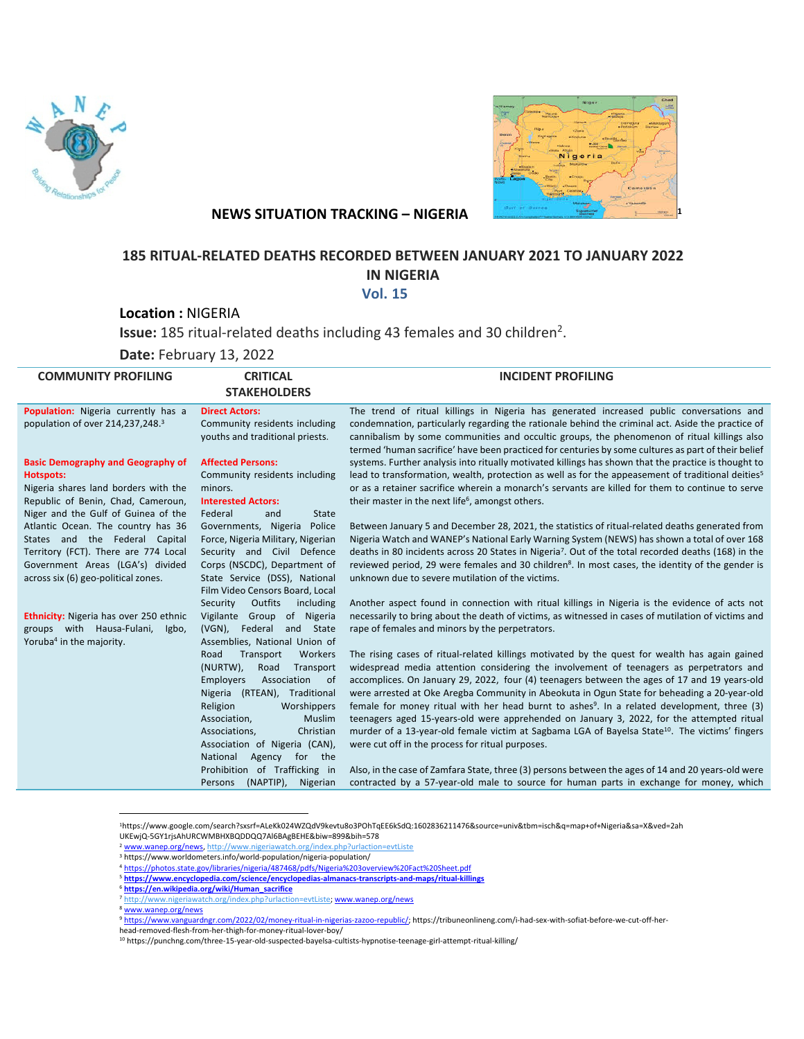# NEWS SITUATION TRACKING – NIGERIA

## 185 RITUAL-RELATED DEATHS RECORDED BETWEEN JANUARY 2021 TO JANUARY 2022 IN NIGERIA

### Vol. 15

**Location :** NIGERIA

**Issue:** 185 ritual-related deaths including 43 females and 30 children[2].

**Date:** February 13, 2022

| COMMUNITY PROFILING | CRITICAL STAKEHOLDERS | INCIDENT PROFILING |
|---|---|---|
| **Population:** Nigeria currently has a population of over 214,237,248.[3]<br><br>**Basic Demography and Geography of Hotspots:**<br>Nigeria shares land borders with the Republic of Benin, Chad, Cameroun, Niger and the Gulf of Guinea of the Atlantic Ocean. The country has 36 States and the Federal Capital Territory (FCT). There are 774 Local Government Areas (LGA's) divided across six (6) geo-political zones.<br><br>**Ethnicity:** Nigeria has over 250 ethnic groups with Hausa-Fulani, Igbo, Yoruba[4] in the majority. | **Direct Actors:**<br>Community residents including youths and traditional priests.<br><br>**Affected Persons:**<br>Community residents including minors.<br>**Interested Actors:**<br>Federal and State Governments, Nigeria Police Force, Nigeria Military, Nigerian Security and Civil Defence Corps (NSCDC), Department of State Service (DSS), National Film Video Censors Board, Local Security Outfits including Vigilante Group of Nigeria (VGN), Federal and State Assemblies, National Union of Road Transport Workers (NURTW), Road Transport Employers Association of Nigeria (RTEAN), Traditional Religion Worshippers Association, Muslim Associations, Christian Association of Nigeria (CAN), National Agency for the Prohibition of Trafficking in Persons (NAPTIP), Nigerian | The trend of ritual killings in Nigeria has generated increased public conversations and condemnation, particularly regarding the rationale behind the criminal act. Aside the practice of cannibalism by some communities and occultic groups, the phenomenon of ritual killings also termed 'human sacrifice' have been practiced for centuries by some cultures as part of their belief systems. Further analysis into ritually motivated killings has shown that the practice is thought to lead to transformation, wealth, protection as well as for the appeasement of traditional deities[5] or as a retainer sacrifice wherein a monarch's servants are killed for them to continue to serve their master in the next life[6], amongst others.<br><br>Between January 5 and December 28, 2021, the statistics of ritual-related deaths generated from Nigeria Watch and WANEP's National Early Warning System (NEWS) has shown a total of over 168 deaths in 80 incidents across 20 States in Nigeria[7]. Out of the total recorded deaths (168) in the reviewed period, 29 were females and 30 children[8]. In most cases, the identity of the gender is unknown due to severe mutilation of the victims.<br><br>Another aspect found in connection with ritual killings in Nigeria is the evidence of acts not necessarily to bring about the death of victims, as witnessed in cases of mutilation of victims and rape of females and minors by the perpetrators.<br><br>The rising cases of ritual-related killings motivated by the quest for wealth has again gained widespread media attention considering the involvement of teenagers as perpetrators and accomplices. On January 29, 2022, four (4) teenagers between the ages of 17 and 19 years-old were arrested at Oke Aregba Community in Abeokuta in Ogun State for beheading a 20-year-old female for money ritual with her head burnt to ashes[9]. In a related development, three (3) teenagers aged 15-years-old were apprehended on January 3, 2022, for the attempted ritual murder of a 13-year-old female victim at Sagbama LGA of Bayelsa State[10]. The victims' fingers were cut off in the process for ritual purposes.<br><br>Also, in the case of Zamfara State, three (3) persons between the ages of 14 and 20 years-old were contracted by a 57-year-old male to source for human parts in exchange for money, which |

[1] https://www.google.com/search?sxsrf=ALeKk024WZQdV9kevtu8o3POhTqEE6kSdQ:1602836211476&source=univ&tbm=isch&q=map+of+Nigeria&sa=X&ved=2ahUKEwjQ-5GY1rjsAhURCWMBHXBQDDQQ7AI6BAgBEHE&biw=899&bih=578

[2] www.wanep.org/news, http://www.nigeriawatch.org/index.php?urlaction=evtListe

[3] https://www.worldometers.info/world-population/nigeria-population/

[4] https://photos.state.gov/libraries/nigeria/487468/pdfs/Nigeria%20overview%20Fact%20Sheet.pdf

[5] https://www.encyclopedia.com/science/encyclopedias-almanacs-transcripts-and-maps/ritual-killings

[6] https://en.wikipedia.org/wiki/Human_sacrifice

[7] http://www.nigeriawatch.org/index.php?urlaction=evtListe; www.wanep.org/news

[8] www.wanep.org/news

[9] https://www.vanguardngr.com/2022/02/money-ritual-in-nigerias-zazoo-republic/; https://tribuneonlineng.com/i-had-sex-with-sofiat-before-we-cut-off-her-head-removed-flesh-from-her-thigh-for-money-ritual-lover-boy/

[10] https://punchng.com/three-15-year-old-suspected-bayelsa-cultists-hypnotise-teenage-girl-attempt-ritual-killing/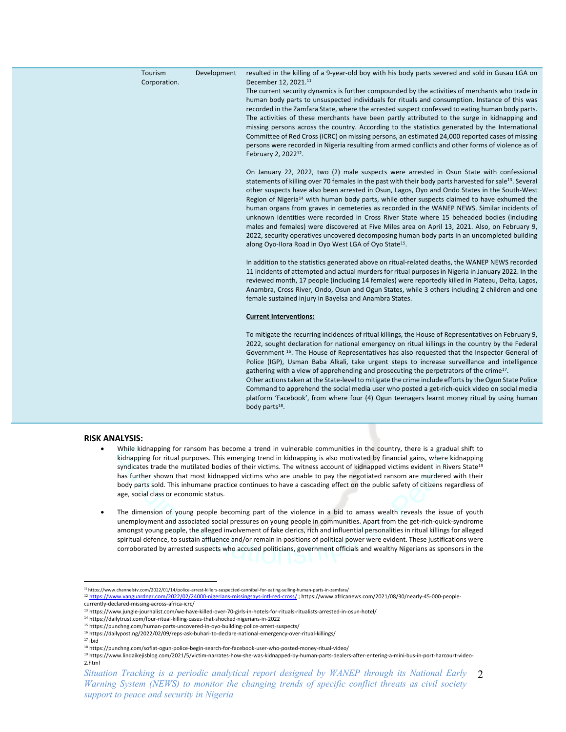| | | |
|---|---|---|
| | Tourism Development Corporation. | resulted in the killing of a 9-year-old boy with his body parts severed and sold in Gusau LGA on December 12, 2021.[11]<br>The current security dynamics is further compounded by the activities of merchants who trade in human body parts to unsuspected individuals for rituals and consumption. Instance of this was recorded in the Zamfara State, where the arrested suspect confessed to eating human body parts. The activities of these merchants have been partly attributed to the surge in kidnapping and missing persons across the country. According to the statistics generated by the International Committee of Red Cross (ICRC) on missing persons, an estimated 24,000 reported cases of missing persons were recorded in Nigeria resulting from armed conflicts and other forms of violence as of February 2, 2022[12].<br><br>On January 22, 2022, two (2) male suspects were arrested in Osun State with confessional statements of killing over 70 females in the past with their body parts harvested for sale[13]. Several other suspects have also been arrested in Osun, Lagos, Oyo and Ondo States in the South-West Region of Nigeria[14] with human body parts, while other suspects claimed to have exhumed the human organs from graves in cemeteries as recorded in the WANEP NEWS. Similar incidents of unknown identities were recorded in Cross River State where 15 beheaded bodies (including males and females) were discovered at Five Miles area on April 13, 2021. Also, on February 9, 2022, security operatives uncovered decomposing human body parts in an uncompleted building along Oyo-Ilora Road in Oyo West LGA of Oyo State[15].<br><br>In addition to the statistics generated above on ritual-related deaths, the WANEP NEWS recorded 11 incidents of attempted and actual murders for ritual purposes in Nigeria in January 2022. In the reviewed month, 17 people (including 14 females) were reportedly killed in Plateau, Delta, Lagos, Anambra, Cross River, Ondo, Osun and Ogun States, while 3 others including 2 children and one female sustained injury in Bayelsa and Anambra States.<br><br>**<u>Current Interventions:</u>**<br><br>To mitigate the recurring incidences of ritual killings, the House of Representatives on February 9, 2022, sought declaration for national emergency on ritual killings in the country by the Federal Government [16]. The House of Representatives has also requested that the Inspector General of Police (IGP), Usman Baba Alkali, take urgent steps to increase surveillance and intelligence gathering with a view of apprehending and prosecuting the perpetrators of the crime[17].<br>Other actions taken at the State-level to mitigate the crime include efforts by the Ogun State Police Command to apprehend the social media user who posted a get-rich-quick video on social media platform 'Facebook', from where four (4) Ogun teenagers learnt money ritual by using human body parts[18]. |

**RISK ANALYSIS:**

- While kidnapping for ransom has become a trend in vulnerable communities in the country, there is a gradual shift to kidnapping for ritual purposes. This emerging trend in kidnapping is also motivated by financial gains, where kidnapping syndicates trade the mutilated bodies of their victims. The witness account of kidnapped victims evident in Rivers State[19] has further shown that most kidnapped victims who are unable to pay the negotiated ransom are murdered with their body parts sold. This inhumane practice continues to have a cascading effect on the public safety of citizens regardless of age, social class or economic status.

- The dimension of young people becoming part of the violence in a bid to amass wealth reveals the issue of youth unemployment and associated social pressures on young people in communities. Apart from the get-rich-quick-syndrome amongst young people, the alleged involvement of fake clerics, rich and influential personalities in ritual killings for alleged spiritual defence, to sustain affluence and/or remain in positions of political power were evident. These justifications were corroborated by arrested suspects who accused politicians, government officials and wealthy Nigerians as sponsors in the

[11] https://www.channelstv.com/2022/01/14/police-arrest-killers-suspected-cannibal-for-eating-selling-human-parts-in-zamfara/
[12] https://www.vanguardngr.com/2022/02/24000-nigerians-missingsays-intl-red-cross/ ; https://www.africanews.com/2021/08/30/nearly-45-000-people-currently-declared-missing-across-africa-icrc/
[13] https://www.jungle-journalist.com/we-have-killed-over-70-girls-in-hotels-for-rituals-ritualists-arrested-in-osun-hotel/
[14] https://dailytrust.com/four-ritual-killing-cases-that-shocked-nigerians-in-2022
[15] https://punchng.com/human-parts-uncovered-in-oyo-building-police-arrest-suspects/
[16] https://dailypost.ng/2022/02/09/reps-ask-buhari-to-declare-national-emergency-over-ritual-killings/
[17] ibid
[18] https://punchng.com/sofiat-ogun-police-begin-search-for-facebook-user-who-posted-money-ritual-video/
[19] https://www.lindaikejisblog.com/2021/5/victim-narrates-how-she-was-kidnapped-by-human-parts-dealers-after-entering-a-mini-bus-in-port-harcourt-video-2.html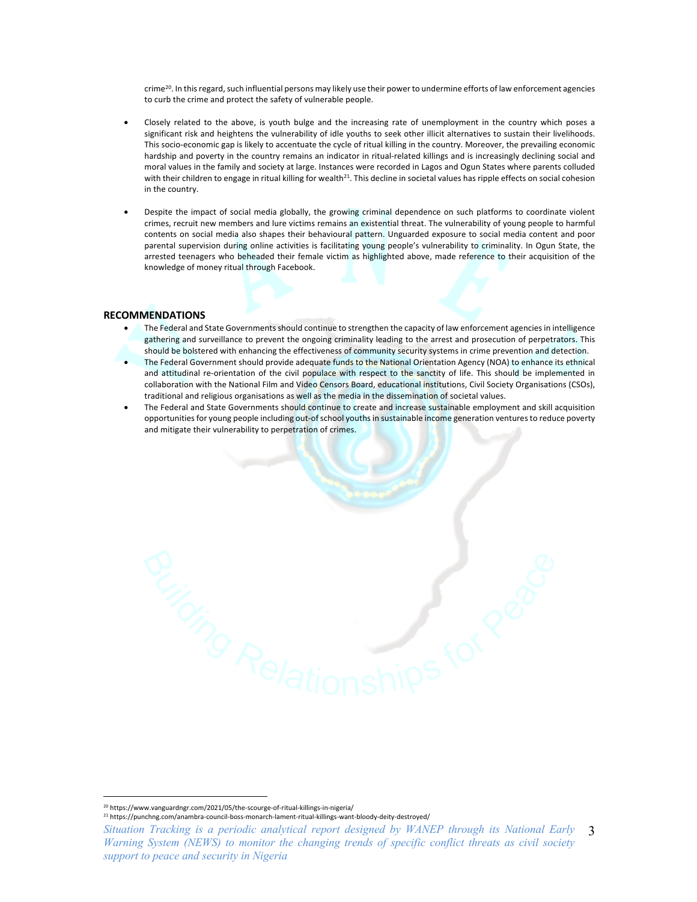crime[20]. In this regard, such influential persons may likely use their power to undermine efforts of law enforcement agencies to curb the crime and protect the safety of vulnerable people.

- Closely related to the above, is youth bulge and the increasing rate of unemployment in the country which poses a significant risk and heightens the vulnerability of idle youths to seek other illicit alternatives to sustain their livelihoods. This socio-economic gap is likely to accentuate the cycle of ritual killing in the country. Moreover, the prevailing economic hardship and poverty in the country remains an indicator in ritual-related killings and is increasingly declining social and moral values in the family and society at large. Instances were recorded in Lagos and Ogun States where parents colluded with their children to engage in ritual killing for wealth[21]. This decline in societal values has ripple effects on social cohesion in the country.

- Despite the impact of social media globally, the growing criminal dependence on such platforms to coordinate violent crimes, recruit new members and lure victims remains an existential threat. The vulnerability of young people to harmful contents on social media also shapes their behavioural pattern. Unguarded exposure to social media content and poor parental supervision during online activities is facilitating young people's vulnerability to criminality. In Ogun State, the arrested teenagers who beheaded their female victim as highlighted above, made reference to their acquisition of the knowledge of money ritual through Facebook.

## RECOMMENDATIONS

- The Federal and State Governments should continue to strengthen the capacity of law enforcement agencies in intelligence gathering and surveillance to prevent the ongoing criminality leading to the arrest and prosecution of perpetrators. This should be bolstered with enhancing the effectiveness of community security systems in crime prevention and detection.
- The Federal Government should provide adequate funds to the National Orientation Agency (NOA) to enhance its ethnical and attitudinal re-orientation of the civil populace with respect to the sanctity of life. This should be implemented in collaboration with the National Film and Video Censors Board, educational institutions, Civil Society Organisations (CSOs), traditional and religious organisations as well as the media in the dissemination of societal values.
- The Federal and State Governments should continue to create and increase sustainable employment and skill acquisition opportunities for young people including out-of school youths in sustainable income generation ventures to reduce poverty and mitigate their vulnerability to perpetration of crimes.

[20] https://www.vanguardngr.com/2021/05/the-scourge-of-ritual-killings-in-nigeria/

[21] https://punchng.com/anambra-council-boss-monarch-lament-ritual-killings-want-bloody-deity-destroyed/

*Situation Tracking is a periodic analytical report designed by WANEP through its National Early Warning System (NEWS) to monitor the changing trends of specific conflict threats as civil society support to peace and security in Nigeria*